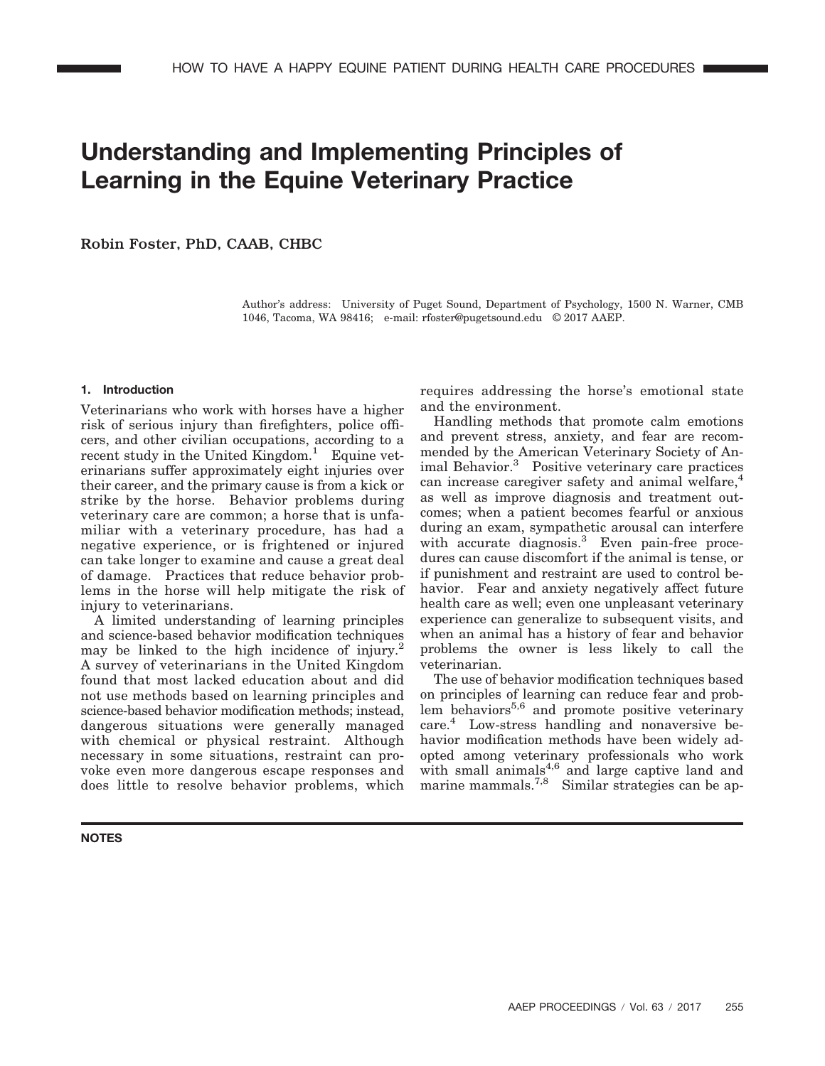# Understanding and Implementing Principles of Learning in the Equine Veterinary Practice

Robin Foster, PhD, CAAB, CHBC

Author's address: University of Puget Sound, Department of Psychology, 1500 N. Warner, CMB 1046, Tacoma, WA 98416; e-mail: rfoster@pugetsound.edu © 2017 AAEP.

## 1. Introduction

Veterinarians who work with horses have a higher risk of serious injury than firefighters, police officers, and other civilian occupations, according to a recent study in the United Kingdom.[1] Equine veterinarians suffer approximately eight injuries over their career, and the primary cause is from a kick or strike by the horse. Behavior problems during veterinary care are common; a horse that is unfamiliar with a veterinary procedure, has had a negative experience, or is frightened or injured can take longer to examine and cause a great deal of damage. Practices that reduce behavior problems in the horse will help mitigate the risk of injury to veterinarians.

A limited understanding of learning principles and science-based behavior modification techniques may be linked to the high incidence of injury.[2] A survey of veterinarians in the United Kingdom found that most lacked education about and did not use methods based on learning principles and science-based behavior modification methods; instead, dangerous situations were generally managed with chemical or physical restraint. Although necessary in some situations, restraint can provoke even more dangerous escape responses and does little to resolve behavior problems, which requires addressing the horse's emotional state and the environment.

Handling methods that promote calm emotions and prevent stress, anxiety, and fear are recommended by the American Veterinary Society of Animal Behavior.[3] Positive veterinary care practices can increase caregiver safety and animal welfare,[4] as well as improve diagnosis and treatment outcomes; when a patient becomes fearful or anxious during an exam, sympathetic arousal can interfere with accurate diagnosis.[3] Even pain-free procedures can cause discomfort if the animal is tense, or if punishment and restraint are used to control behavior. Fear and anxiety negatively affect future health care as well; even one unpleasant veterinary experience can generalize to subsequent visits, and when an animal has a history of fear and behavior problems the owner is less likely to call the veterinarian.

The use of behavior modification techniques based on principles of learning can reduce fear and problem behaviors[5,6] and promote positive veterinary care.[4] Low-stress handling and nonaversive behavior modification methods have been widely adopted among veterinary professionals who work with small animals[4,6] and large captive land and marine mammals.[7,8] Similar strategies can be ap-

**NOTES**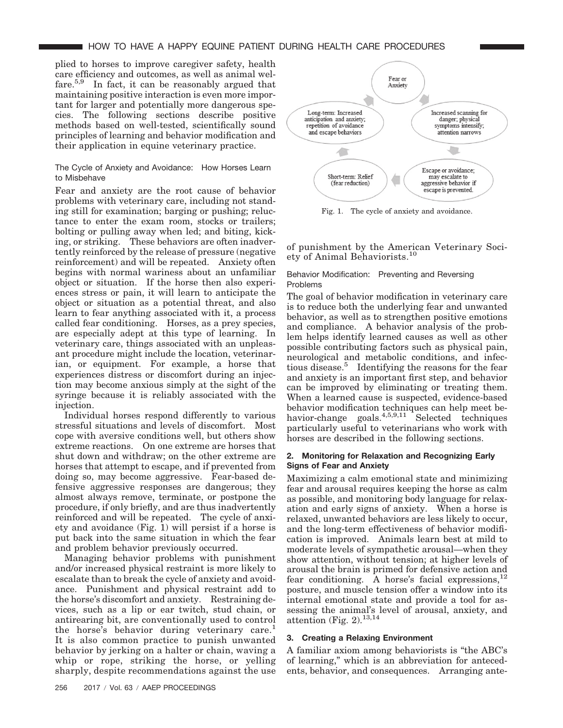plied to horses to improve caregiver safety, health care efficiency and outcomes, as well as animal welfare.[5,9] In fact, it can be reasonably argued that maintaining positive interaction is even more important for larger and potentially more dangerous species. The following sections describe positive methods based on well-tested, scientifically sound principles of learning and behavior modification and their application in equine veterinary practice.

### The Cycle of Anxiety and Avoidance: How Horses Learn to Misbehave

Fear and anxiety are the root cause of behavior problems with veterinary care, including not standing still for examination; barging or pushing; reluctance to enter the exam room, stocks or trailers; bolting or pulling away when led; and biting, kicking, or striking. These behaviors are often inadvertently reinforced by the release of pressure (negative reinforcement) and will be repeated. Anxiety often begins with normal wariness about an unfamiliar object or situation. If the horse then also experiences stress or pain, it will learn to anticipate the object or situation as a potential threat, and also learn to fear anything associated with it, a process called fear conditioning. Horses, as a prey species, are especially adept at this type of learning. In veterinary care, things associated with an unpleasant procedure might include the location, veterinarian, or equipment. For example, a horse that experiences distress or discomfort during an injection may become anxious simply at the sight of the syringe because it is reliably associated with the injection.

Individual horses respond differently to various stressful situations and levels of discomfort. Most cope with aversive conditions well, but others show extreme reactions. On one extreme are horses that shut down and withdraw; on the other extreme are horses that attempt to escape, and if prevented from doing so, may become aggressive. Fear-based defensive aggressive responses are dangerous; they almost always remove, terminate, or postpone the procedure, if only briefly, and are thus inadvertently reinforced and will be repeated. The cycle of anxiety and avoidance (Fig. 1) will persist if a horse is put back into the same situation in which the fear and problem behavior previously occurred.

Managing behavior problems with punishment and/or increased physical restraint is more likely to escalate than to break the cycle of anxiety and avoidance. Punishment and physical restraint add to the horse's discomfort and anxiety. Restraining devices, such as a lip or ear twitch, stud chain, or antirearing bit, are conventionally used to control the horse's behavior during veterinary care.[1] It is also common practice to punish unwanted behavior by jerking on a halter or chain, waving a whip or rope, striking the horse, or yelling sharply, despite recommendations against the use of punishment by the American Veterinary Society of Animal Behaviorists.[10]

Fear or Anxiety → Increased scanning for danger; physical symptoms intensify; attention narrows → Escape or avoidance; may escalate to aggressive behavior if escape is prevented. → Short-term: Relief (fear reduction) → Long-term: Increased anticipation and anxiety; repetition of avoidance and escape behaviors → Fear or Anxiety

Fig. 1. The cycle of anxiety and avoidance.

### Behavior Modification: Preventing and Reversing Problems

The goal of behavior modification in veterinary care is to reduce both the underlying fear and unwanted behavior, as well as to strengthen positive emotions and compliance. A behavior analysis of the problem helps identify learned causes as well as other possible contributing factors such as physical pain, neurological and metabolic conditions, and infectious disease.[5] Identifying the reasons for the fear and anxiety is an important first step, and behavior can be improved by eliminating or treating them. When a learned cause is suspected, evidence-based behavior modification techniques can help meet behavior-change goals.[4,5,9,11] Selected techniques particularly useful to veterinarians who work with horses are described in the following sections.

## 2. Monitoring for Relaxation and Recognizing Early Signs of Fear and Anxiety

Maximizing a calm emotional state and minimizing fear and arousal requires keeping the horse as calm as possible, and monitoring body language for relaxation and early signs of anxiety. When a horse is relaxed, unwanted behaviors are less likely to occur, and the long-term effectiveness of behavior modification is improved. Animals learn best at mild to moderate levels of sympathetic arousal—when they show attention, without tension; at higher levels of arousal the brain is primed for defensive action and fear conditioning. A horse's facial expressions,[12] posture, and muscle tension offer a window into its internal emotional state and provide a tool for assessing the animal's level of arousal, anxiety, and attention (Fig. 2).[13,14]

## 3. Creating a Relaxing Environment

A familiar axiom among behaviorists is "the ABC's of learning," which is an abbreviation for antecedents, behavior, and consequences. Arranging ante-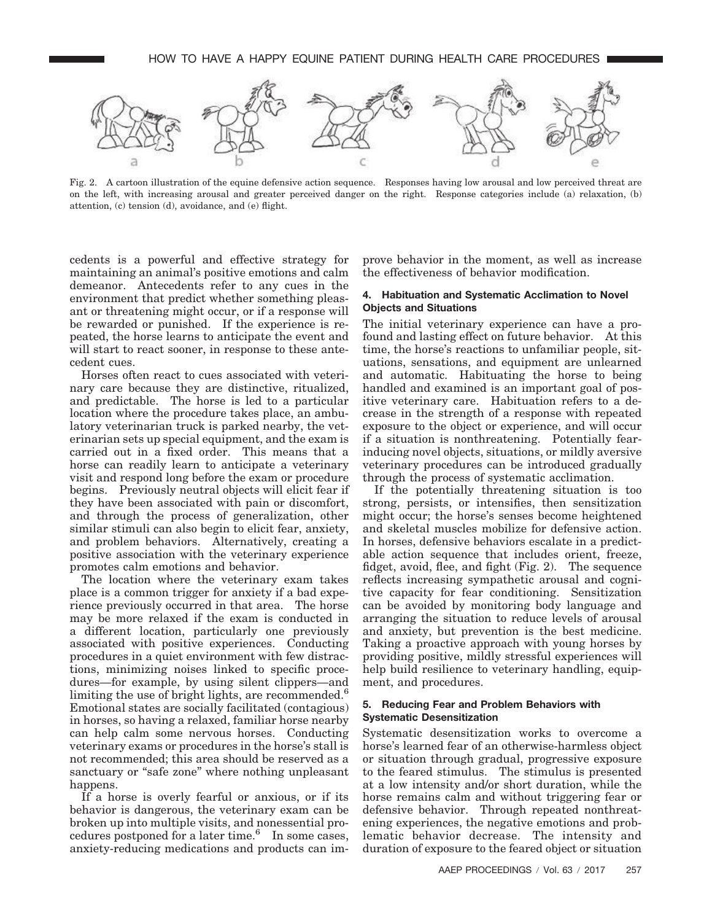Fig. 2. A cartoon illustration of the equine defensive action sequence. Responses having low arousal and low perceived threat are on the left, with increasing arousal and greater perceived danger on the right. Response categories include (a) relaxation, (b) attention, (c) tension (d), avoidance, and (e) flight.

cedents is a powerful and effective strategy for maintaining an animal's positive emotions and calm demeanor. Antecedents refer to any cues in the environment that predict whether something pleasant or threatening might occur, or if a response will be rewarded or punished. If the experience is repeated, the horse learns to anticipate the event and will start to react sooner, in response to these antecedent cues.

Horses often react to cues associated with veterinary care because they are distinctive, ritualized, and predictable. The horse is led to a particular location where the procedure takes place, an ambulatory veterinarian truck is parked nearby, the veterinarian sets up special equipment, and the exam is carried out in a fixed order. This means that a horse can readily learn to anticipate a veterinary visit and respond long before the exam or procedure begins. Previously neutral objects will elicit fear if they have been associated with pain or discomfort, and through the process of generalization, other similar stimuli can also begin to elicit fear, anxiety, and problem behaviors. Alternatively, creating a positive association with the veterinary experience promotes calm emotions and behavior.

The location where the veterinary exam takes place is a common trigger for anxiety if a bad experience previously occurred in that area. The horse may be more relaxed if the exam is conducted in a different location, particularly one previously associated with positive experiences. Conducting procedures in a quiet environment with few distractions, minimizing noises linked to specific procedures—for example, by using silent clippers—and limiting the use of bright lights, are recommended.[6] Emotional states are socially facilitated (contagious) in horses, so having a relaxed, familiar horse nearby can help calm some nervous horses. Conducting veterinary exams or procedures in the horse's stall is not recommended; this area should be reserved as a sanctuary or "safe zone" where nothing unpleasant happens.

If a horse is overly fearful or anxious, or if its behavior is dangerous, the veterinary exam can be broken up into multiple visits, and nonessential procedures postponed for a later time.[6] In some cases, anxiety-reducing medications and products can improve behavior in the moment, as well as increase the effectiveness of behavior modification.

### 4. Habituation and Systematic Acclimation to Novel Objects and Situations

The initial veterinary experience can have a profound and lasting effect on future behavior. At this time, the horse's reactions to unfamiliar people, situations, sensations, and equipment are unlearned and automatic. Habituating the horse to being handled and examined is an important goal of positive veterinary care. Habituation refers to a decrease in the strength of a response with repeated exposure to the object or experience, and will occur if a situation is nonthreatening. Potentially fear-inducing novel objects, situations, or mildly aversive veterinary procedures can be introduced gradually through the process of systematic acclimation.

If the potentially threatening situation is too strong, persists, or intensifies, then sensitization might occur; the horse's senses become heightened and skeletal muscles mobilize for defensive action. In horses, defensive behaviors escalate in a predictable action sequence that includes orient, freeze, fidget, avoid, flee, and fight (Fig. 2). The sequence reflects increasing sympathetic arousal and cognitive capacity for fear conditioning. Sensitization can be avoided by monitoring body language and arranging the situation to reduce levels of arousal and anxiety, but prevention is the best medicine. Taking a proactive approach with young horses by providing positive, mildly stressful experiences will help build resilience to veterinary handling, equipment, and procedures.

### 5. Reducing Fear and Problem Behaviors with Systematic Desensitization

Systematic desensitization works to overcome a horse's learned fear of an otherwise-harmless object or situation through gradual, progressive exposure to the feared stimulus. The stimulus is presented at a low intensity and/or short duration, while the horse remains calm and without triggering fear or defensive behavior. Through repeated nonthreatening experiences, the negative emotions and problematic behavior decrease. The intensity and duration of exposure to the feared object or situation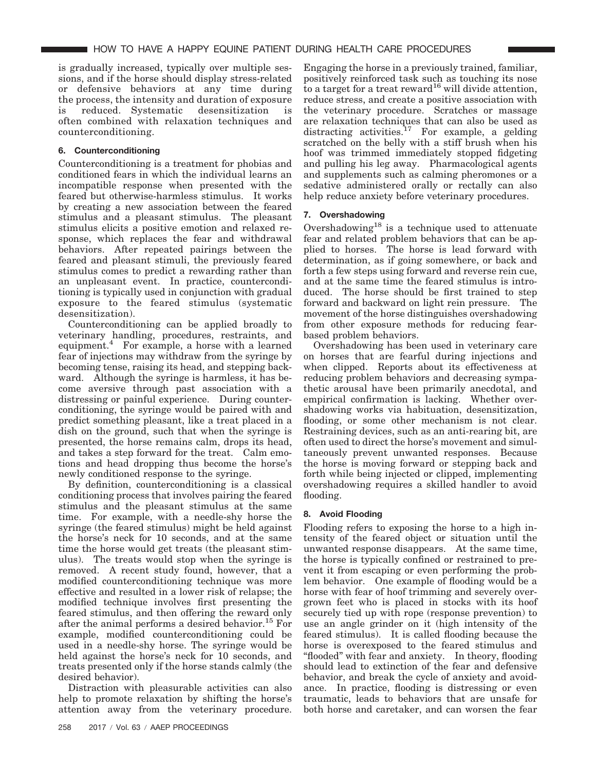is gradually increased, typically over multiple sessions, and if the horse should display stress-related or defensive behaviors at any time during the process, the intensity and duration of exposure is reduced. Systematic desensitization is often combined with relaxation techniques and counterconditioning.

### 6. Counterconditioning

Counterconditioning is a treatment for phobias and conditioned fears in which the individual learns an incompatible response when presented with the feared but otherwise-harmless stimulus. It works by creating a new association between the feared stimulus and a pleasant stimulus. The pleasant stimulus elicits a positive emotion and relaxed response, which replaces the fear and withdrawal behaviors. After repeated pairings between the feared and pleasant stimuli, the previously feared stimulus comes to predict a rewarding rather than an unpleasant event. In practice, counterconditioning is typically used in conjunction with gradual exposure to the feared stimulus (systematic desensitization).

Counterconditioning can be applied broadly to veterinary handling, procedures, restraints, and equipment.[4] For example, a horse with a learned fear of injections may withdraw from the syringe by becoming tense, raising its head, and stepping backward. Although the syringe is harmless, it has become aversive through past association with a distressing or painful experience. During counterconditioning, the syringe would be paired with and predict something pleasant, like a treat placed in a dish on the ground, such that when the syringe is presented, the horse remains calm, drops its head, and takes a step forward for the treat. Calm emotions and head dropping thus become the horse's newly conditioned response to the syringe.

By definition, counterconditioning is a classical conditioning process that involves pairing the feared stimulus and the pleasant stimulus at the same time. For example, with a needle-shy horse the syringe (the feared stimulus) might be held against the horse's neck for 10 seconds, and at the same time the horse would get treats (the pleasant stimulus). The treats would stop when the syringe is removed. A recent study found, however, that a modified counterconditioning technique was more effective and resulted in a lower risk of relapse; the modified technique involves first presenting the feared stimulus, and then offering the reward only after the animal performs a desired behavior.[15] For example, modified counterconditioning could be used in a needle-shy horse. The syringe would be held against the horse's neck for 10 seconds, and treats presented only if the horse stands calmly (the desired behavior).

Distraction with pleasurable activities can also help to promote relaxation by shifting the horse's attention away from the veterinary procedure. Engaging the horse in a previously trained, familiar, positively reinforced task such as touching its nose to a target for a treat reward[16] will divide attention, reduce stress, and create a positive association with the veterinary procedure. Scratches or massage are relaxation techniques that can also be used as distracting activities.[17] For example, a gelding scratched on the belly with a stiff brush when his hoof was trimmed immediately stopped fidgeting and pulling his leg away. Pharmacological agents and supplements such as calming pheromones or a sedative administered orally or rectally can also help reduce anxiety before veterinary procedures.

### 7. Overshadowing

Overshadowing[18] is a technique used to attenuate fear and related problem behaviors that can be applied to horses. The horse is lead forward with determination, as if going somewhere, or back and forth a few steps using forward and reverse rein cue, and at the same time the feared stimulus is introduced. The horse should be first trained to step forward and backward on light rein pressure. The movement of the horse distinguishes overshadowing from other exposure methods for reducing fear-based problem behaviors.

Overshadowing has been used in veterinary care on horses that are fearful during injections and when clipped. Reports about its effectiveness at reducing problem behaviors and decreasing sympathetic arousal have been primarily anecdotal, and empirical confirmation is lacking. Whether overshadowing works via habituation, desensitization, flooding, or some other mechanism is not clear. Restraining devices, such as an anti-rearing bit, are often used to direct the horse's movement and simultaneously prevent unwanted responses. Because the horse is moving forward or stepping back and forth while being injected or clipped, implementing overshadowing requires a skilled handler to avoid flooding.

### 8. Avoid Flooding

Flooding refers to exposing the horse to a high intensity of the feared object or situation until the unwanted response disappears. At the same time, the horse is typically confined or restrained to prevent it from escaping or even performing the problem behavior. One example of flooding would be a horse with fear of hoof trimming and severely overgrown feet who is placed in stocks with its hoof securely tied up with rope (response prevention) to use an angle grinder on it (high intensity of the feared stimulus). It is called flooding because the horse is overexposed to the feared stimulus and "flooded" with fear and anxiety. In theory, flooding should lead to extinction of the fear and defensive behavior, and break the cycle of anxiety and avoidance. In practice, flooding is distressing or even traumatic, leads to behaviors that are unsafe for both horse and caretaker, and can worsen the fear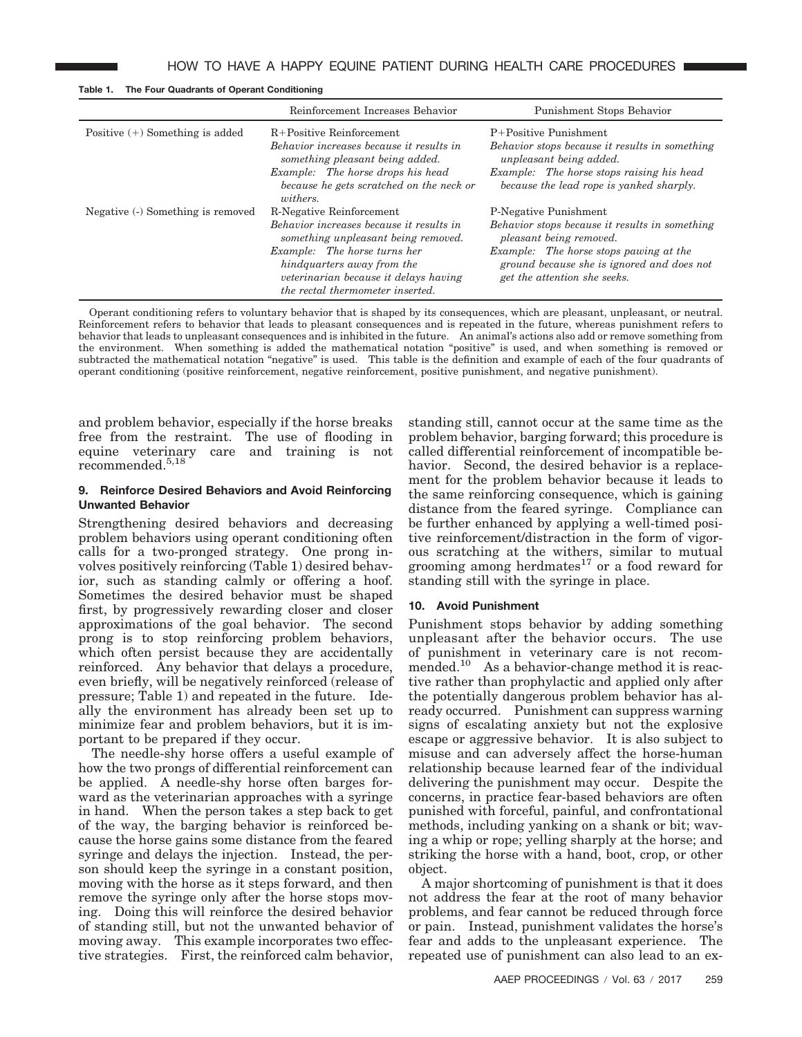**Table 1. The Four Quadrants of Operant Conditioning**

| | Reinforcement Increases Behavior | Punishment Stops Behavior |
|---|---|---|
| Positive (+) Something is added | R+Positive Reinforcement<br>*Behavior increases because it results in something pleasant being added.*<br>*Example: The horse drops his head because he gets scratched on the neck or withers.* | P+Positive Punishment<br>*Behavior stops because it results in something unpleasant being added.*<br>*Example: The horse stops raising his head because the lead rope is yanked sharply.* |
| Negative (-) Something is removed | R-Negative Reinforcement<br>*Behavior increases because it results in something unpleasant being removed.*<br>*Example: The horse turns her hindquarters away from the veterinarian because it delays having the rectal thermometer inserted.* | P-Negative Punishment<br>*Behavior stops because it results in something pleasant being removed.*<br>*Example: The horse stops pawing at the ground because she is ignored and does not get the attention she seeks.* |

Operant conditioning refers to voluntary behavior that is shaped by its consequences, which are pleasant, unpleasant, or neutral. Reinforcement refers to behavior that leads to pleasant consequences and is repeated in the future, whereas punishment refers to behavior that leads to unpleasant consequences and is inhibited in the future. An animal's actions also add or remove something from the environment. When something is added the mathematical notation "positive" is used, and when something is removed or subtracted the mathematical notation "negative" is used. This table is the definition and example of each of the four quadrants of operant conditioning (positive reinforcement, negative reinforcement, positive punishment, and negative punishment).

and problem behavior, especially if the horse breaks free from the restraint. The use of flooding in equine veterinary care and training is not recommended.[5,18]

## 9. Reinforce Desired Behaviors and Avoid Reinforcing Unwanted Behavior

Strengthening desired behaviors and decreasing problem behaviors using operant conditioning often calls for a two-pronged strategy. One prong involves positively reinforcing (Table 1) desired behavior, such as standing calmly or offering a hoof. Sometimes the desired behavior must be shaped first, by progressively rewarding closer and closer approximations of the goal behavior. The second prong is to stop reinforcing problem behaviors, which often persist because they are accidentally reinforced. Any behavior that delays a procedure, even briefly, will be negatively reinforced (release of pressure; Table 1) and repeated in the future. Ideally the environment has already been set up to minimize fear and problem behaviors, but it is important to be prepared if they occur.

The needle-shy horse offers a useful example of how the two prongs of differential reinforcement can be applied. A needle-shy horse often barges forward as the veterinarian approaches with a syringe in hand. When the person takes a step back to get of the way, the barging behavior is reinforced because the horse gains some distance from the feared syringe and delays the injection. Instead, the person should keep the syringe in a constant position, moving with the horse as it steps forward, and then remove the syringe only after the horse stops moving. Doing this will reinforce the desired behavior of standing still, but not the unwanted behavior of moving away. This example incorporates two effective strategies. First, the reinforced calm behavior, standing still, cannot occur at the same time as the problem behavior, barging forward; this procedure is called differential reinforcement of incompatible behavior. Second, the desired behavior is a replacement for the problem behavior because it leads to the same reinforcing consequence, which is gaining distance from the feared syringe. Compliance can be further enhanced by applying a well-timed positive reinforcement/distraction in the form of vigorous scratching at the withers, similar to mutual grooming among herdmates[17] or a food reward for standing still with the syringe in place.

## 10. Avoid Punishment

Punishment stops behavior by adding something unpleasant after the behavior occurs. The use of punishment in veterinary care is not recommended.[10] As a behavior-change method it is reactive rather than prophylactic and applied only after the potentially dangerous problem behavior has already occurred. Punishment can suppress warning signs of escalating anxiety but not the explosive escape or aggressive behavior. It is also subject to misuse and can adversely affect the horse-human relationship because learned fear of the individual delivering the punishment may occur. Despite the concerns, in practice fear-based behaviors are often punished with forceful, painful, and confrontational methods, including yanking on a shank or bit; waving a whip or rope; yelling sharply at the horse; and striking the horse with a hand, boot, crop, or other object.

A major shortcoming of punishment is that it does not address the fear at the root of many behavior problems, and fear cannot be reduced through force or pain. Instead, punishment validates the horse's fear and adds to the unpleasant experience. The repeated use of punishment can also lead to an ex-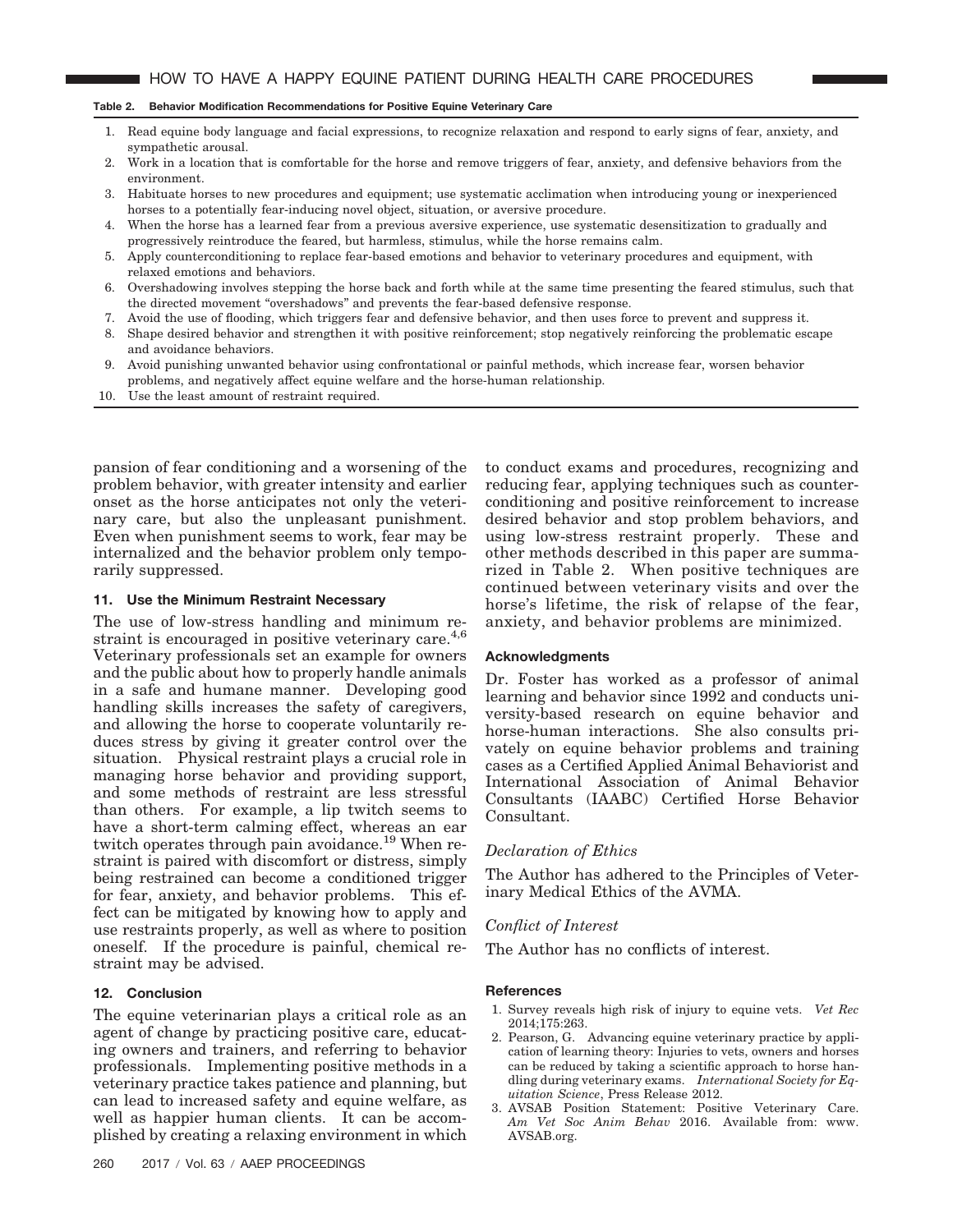**Table 2. Behavior Modification Recommendations for Positive Equine Veterinary Care**

1. Read equine body language and facial expressions, to recognize relaxation and respond to early signs of fear, anxiety, and sympathetic arousal.
2. Work in a location that is comfortable for the horse and remove triggers of fear, anxiety, and defensive behaviors from the environment.
3. Habituate horses to new procedures and equipment; use systematic acclimation when introducing young or inexperienced horses to a potentially fear-inducing novel object, situation, or aversive procedure.
4. When the horse has a learned fear from a previous aversive experience, use systematic desensitization to gradually and progressively reintroduce the feared, but harmless, stimulus, while the horse remains calm.
5. Apply counterconditioning to replace fear-based emotions and behavior to veterinary procedures and equipment, with relaxed emotions and behaviors.
6. Overshadowing involves stepping the horse back and forth while at the same time presenting the feared stimulus, such that the directed movement "overshadows" and prevents the fear-based defensive response.
7. Avoid the use of flooding, which triggers fear and defensive behavior, and then uses force to prevent and suppress it.
8. Shape desired behavior and strengthen it with positive reinforcement; stop negatively reinforcing the problematic escape and avoidance behaviors.
9. Avoid punishing unwanted behavior using confrontational or painful methods, which increase fear, worsen behavior problems, and negatively affect equine welfare and the horse-human relationship.
10. Use the least amount of restraint required.

pansion of fear conditioning and a worsening of the problem behavior, with greater intensity and earlier onset as the horse anticipates not only the veterinary care, but also the unpleasant punishment. Even when punishment seems to work, fear may be internalized and the behavior problem only temporarily suppressed.

### 11. Use the Minimum Restraint Necessary

The use of low-stress handling and minimum restraint is encouraged in positive veterinary care.[4,6] Veterinary professionals set an example for owners and the public about how to properly handle animals in a safe and humane manner. Developing good handling skills increases the safety of caregivers, and allowing the horse to cooperate voluntarily reduces stress by giving it greater control over the situation. Physical restraint plays a crucial role in managing horse behavior and providing support, and some methods of restraint are less stressful than others. For example, a lip twitch seems to have a short-term calming effect, whereas an ear twitch operates through pain avoidance.[19] When restraint is paired with discomfort or distress, simply being restrained can become a conditioned trigger for fear, anxiety, and behavior problems. This effect can be mitigated by knowing how to apply and use restraints properly, as well as where to position oneself. If the procedure is painful, chemical restraint may be advised.

### 12. Conclusion

The equine veterinarian plays a critical role as an agent of change by practicing positive care, educating owners and trainers, and referring to behavior professionals. Implementing positive methods in a veterinary practice takes patience and planning, but can lead to increased safety and equine welfare, as well as happier human clients. It can be accomplished by creating a relaxing environment in which to conduct exams and procedures, recognizing and reducing fear, applying techniques such as counterconditioning and positive reinforcement to increase desired behavior and stop problem behaviors, and using low-stress restraint properly. These and other methods described in this paper are summarized in Table 2. When positive techniques are continued between veterinary visits and over the horse's lifetime, the risk of relapse of the fear, anxiety, and behavior problems are minimized.

### Acknowledgments

Dr. Foster has worked as a professor of animal learning and behavior since 1992 and conducts university-based research on equine behavior and horse-human interactions. She also consults privately on equine behavior problems and training cases as a Certified Applied Animal Behaviorist and International Association of Animal Behavior Consultants (IAABC) Certified Horse Behavior Consultant.

#### *Declaration of Ethics*

The Author has adhered to the Principles of Veterinary Medical Ethics of the AVMA.

#### *Conflict of Interest*

The Author has no conflicts of interest.

### References

1. Survey reveals high risk of injury to equine vets. *Vet Rec* 2014;175:263.
2. Pearson, G. Advancing equine veterinary practice by application of learning theory: Injuries to vets, owners and horses can be reduced by taking a scientific approach to horse handling during veterinary exams. *International Society for Equitation Science*, Press Release 2012.
3. AVSAB Position Statement: Positive Veterinary Care. *Am Vet Soc Anim Behav* 2016. Available from: www.AVSAB.org.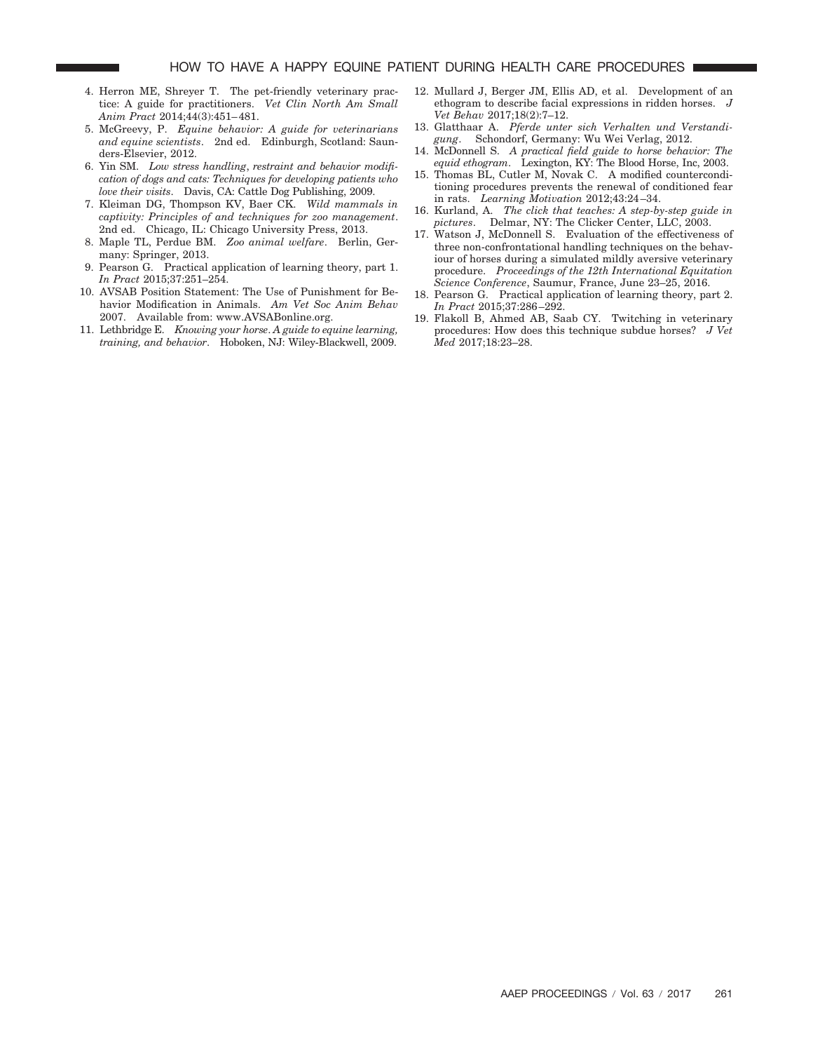4. Herron ME, Shreyer T. The pet-friendly veterinary practice: A guide for practitioners. *Vet Clin North Am Small Anim Pract* 2014;44(3):451–481.
5. McGreevy, P. *Equine behavior: A guide for veterinarians and equine scientists*. 2nd ed. Edinburgh, Scotland: Saunders-Elsevier, 2012.
6. Yin SM. *Low stress handling, restraint and behavior modification of dogs and cats: Techniques for developing patients who love their visits*. Davis, CA: Cattle Dog Publishing, 2009.
7. Kleiman DG, Thompson KV, Baer CK. *Wild mammals in captivity: Principles of and techniques for zoo management*. 2nd ed. Chicago, IL: Chicago University Press, 2013.
8. Maple TL, Perdue BM. *Zoo animal welfare*. Berlin, Germany: Springer, 2013.
9. Pearson G. Practical application of learning theory, part 1. *In Pract* 2015;37:251–254.
10. AVSAB Position Statement: The Use of Punishment for Behavior Modification in Animals. *Am Vet Soc Anim Behav* 2007. Available from: www.AVSABonline.org.
11. Lethbridge E. *Knowing your horse. A guide to equine learning, training, and behavior*. Hoboken, NJ: Wiley-Blackwell, 2009.
12. Mullard J, Berger JM, Ellis AD, et al. Development of an ethogram to describe facial expressions in ridden horses. *J Vet Behav* 2017;18(2):7–12.
13. Glatthaar A. *Pferde unter sich Verhalten und Verstandigung*. Schondorf, Germany: Wu Wei Verlag, 2012.
14. McDonnell S. *A practical field guide to horse behavior: The equid ethogram*. Lexington, KY: The Blood Horse, Inc, 2003.
15. Thomas BL, Cutler M, Novak C. A modified counterconditioning procedures prevents the renewal of conditioned fear in rats. *Learning Motivation* 2012;43:24–34.
16. Kurland, A. *The click that teaches: A step-by-step guide in pictures*. Delmar, NY: The Clicker Center, LLC, 2003.
17. Watson J, McDonnell S. Evaluation of the effectiveness of three non-confrontational handling techniques on the behaviour of horses during a simulated mildly aversive veterinary procedure. *Proceedings of the 12th International Equitation Science Conference*, Saumur, France, June 23–25, 2016.
18. Pearson G. Practical application of learning theory, part 2. *In Pract* 2015;37:286–292.
19. Flakoll B, Ahmed AB, Saab CY. Twitching in veterinary procedures: How does this technique subdue horses? *J Vet Med* 2017;18:23–28.